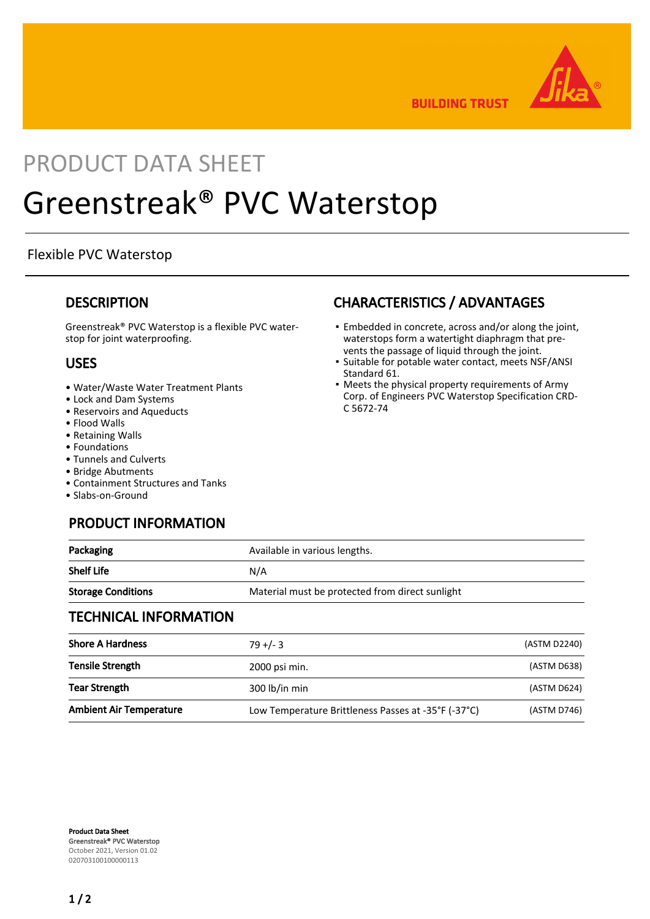BUILDING TRUST

PRODUCT DATA SHEET

# Greenstreak® PVC Waterstop

Flexible PVC Waterstop

## DESCRIPTION

Greenstreak® PVC Waterstop is a flexible PVC waterstop for joint waterproofing.

## USES

- Water/Waste Water Treatment Plants
- Lock and Dam Systems
- Reservoirs and Aqueducts
- Flood Walls
- Retaining Walls
- Foundations
- Tunnels and Culverts
- Bridge Abutments
- Containment Structures and Tanks
- Slabs-on-Ground

## CHARACTERISTICS / ADVANTAGES

- Embedded in concrete, across and/or along the joint, waterstops form a watertight diaphragm that prevents the passage of liquid through the joint.
- Suitable for potable water contact, meets NSF/ANSI Standard 61.
- Meets the physical property requirements of Army Corp. of Engineers PVC Waterstop Specification CRD-C 5672-74

## PRODUCT INFORMATION

| | |
|---|---|
| **Packaging** | Available in various lengths. |
| **Shelf Life** | N/A |
| **Storage Conditions** | Material must be protected from direct sunlight |

## TECHNICAL INFORMATION

| | | |
|---|---|---|
| **Shore A Hardness** | 79 +/- 3 | (ASTM D2240) |
| **Tensile Strength** | 2000 psi min. | (ASTM D638) |
| **Tear Strength** | 300 lb/in min | (ASTM D624) |
| **Ambient Air Temperature** | Low Temperature Brittleness Passes at -35°F (-37°C) | (ASTM D746) |

**Product Data Sheet**
Greenstreak® PVC Waterstop
October 2021, Version 01.02
020703100100000113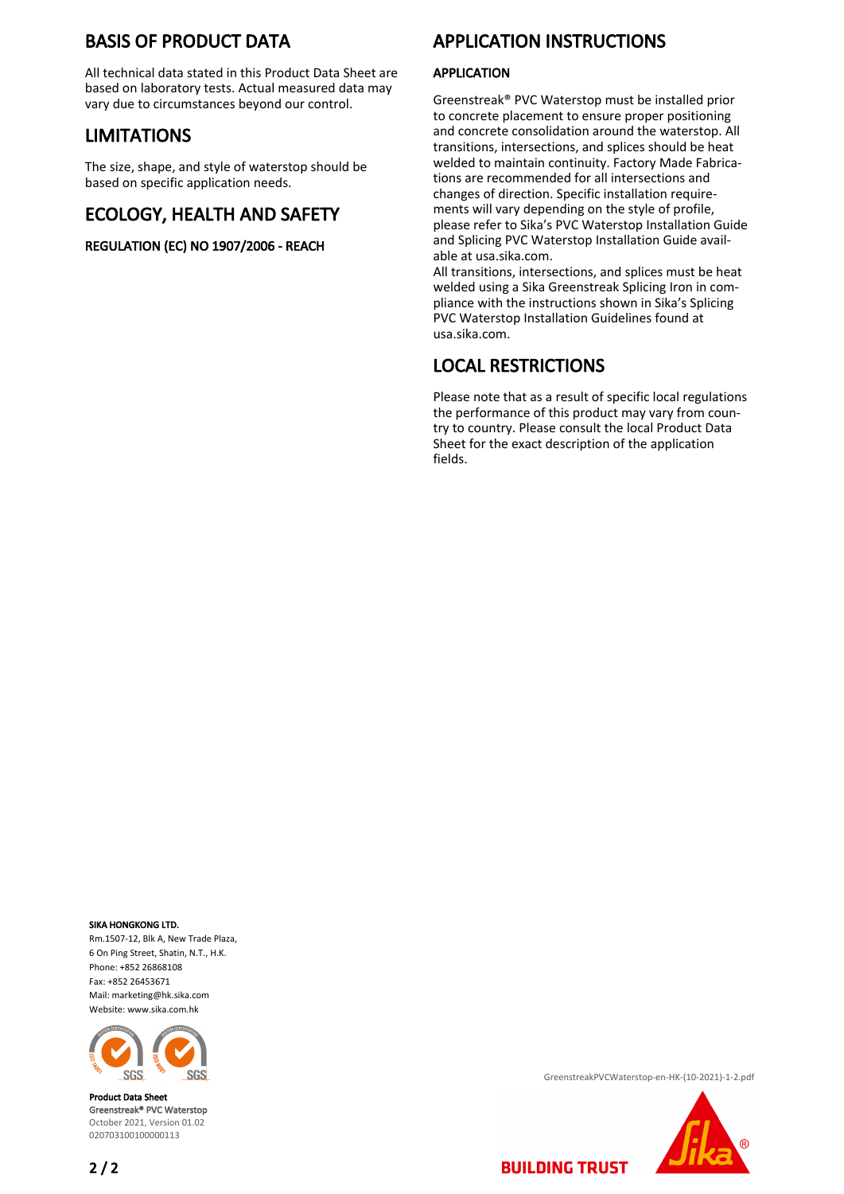## BASIS OF PRODUCT DATA

All technical data stated in this Product Data Sheet are based on laboratory tests. Actual measured data may vary due to circumstances beyond our control.

## LIMITATIONS

The size, shape, and style of waterstop should be based on specific application needs.

## ECOLOGY, HEALTH AND SAFETY

### REGULATION (EC) NO 1907/2006 - REACH

## APPLICATION INSTRUCTIONS

### APPLICATION

Greenstreak® PVC Waterstop must be installed prior to concrete placement to ensure proper positioning and concrete consolidation around the waterstop. All transitions, intersections, and splices should be heat welded to maintain continuity. Factory Made Fabrications are recommended for all intersections and changes of direction. Specific installation requirements will vary depending on the style of profile, please refer to Sika's PVC Waterstop Installation Guide and Splicing PVC Waterstop Installation Guide available at usa.sika.com.
All transitions, intersections, and splices must be heat welded using a Sika Greenstreak Splicing Iron in compliance with the instructions shown in Sika's Splicing PVC Waterstop Installation Guidelines found at usa.sika.com.

## LOCAL RESTRICTIONS

Please note that as a result of specific local regulations the performance of this product may vary from country to country. Please consult the local Product Data Sheet for the exact description of the application fields.

**SIKA HONGKONG LTD.**
Rm.1507-12, Blk A, New Trade Plaza,
6 On Ping Street, Shatin, N.T., H.K.
Phone: +852 26868108
Fax: +852 26453671
Mail: marketing@hk.sika.com
Website: www.sika.com.hk

**Product Data Sheet**
**Greenstreak® PVC Waterstop**
October 2021, Version 01.02
020703100100000113

GreenstreakPVCWaterstop-en-HK-(10-2021)-1-2.pdf

BUILDING TRUST